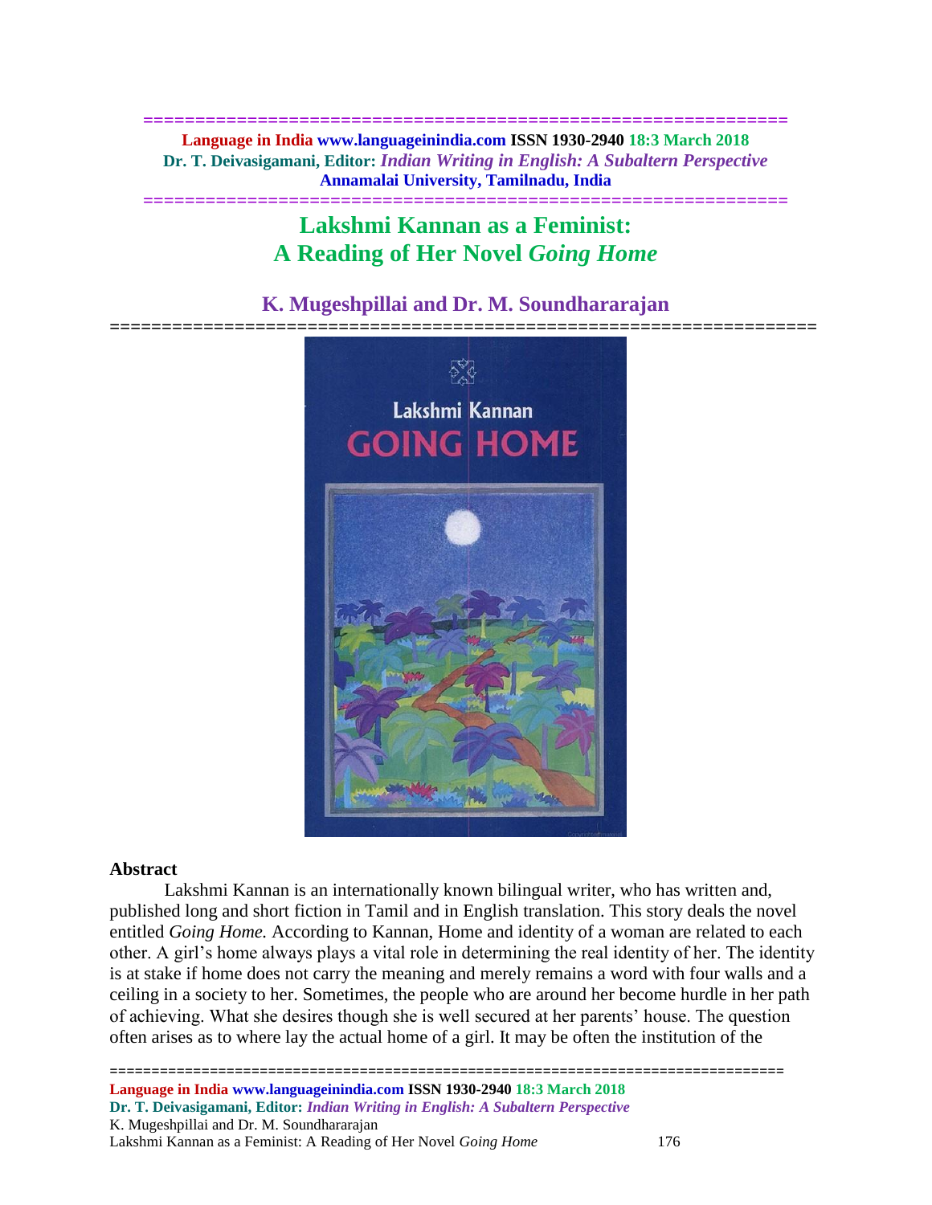# Lakshmi Kannan as a Feminist: A Reading of Her Novel *Going Home*

## K. Mugeshpillai and Dr. M. Soundhararajan

### Abstract

Lakshmi Kannan is an internationally known bilingual writer, who has written and, published long and short fiction in Tamil and in English translation. This story deals the novel entitled *Going Home.* According to Kannan, Home and identity of a woman are related to each other. A girl's home always plays a vital role in determining the real identity of her. The identity is at stake if home does not carry the meaning and merely remains a word with four walls and a ceiling in a society to her. Sometimes, the people who are around her become hurdle in her path of achieving. What she desires though she is well secured at her parents' house. The question often arises as to where lay the actual home of a girl. It may be often the institution of the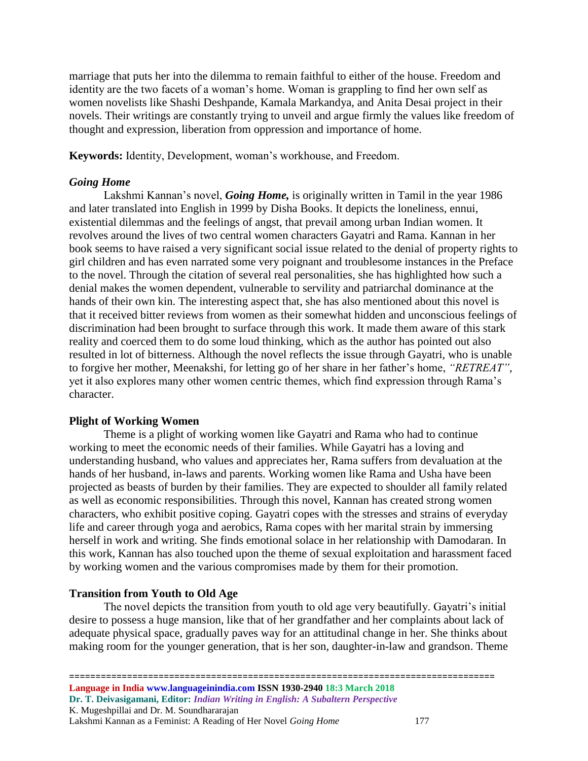marriage that puts her into the dilemma to remain faithful to either of the house. Freedom and identity are the two facets of a woman's home. Woman is grappling to find her own self as women novelists like Shashi Deshpande, Kamala Markandya, and Anita Desai project in their novels. Their writings are constantly trying to unveil and argue firmly the values like freedom of thought and expression, liberation from oppression and importance of home.

**Keywords:** Identity, Development, woman's workhouse, and Freedom.

### *Going Home*

Lakshmi Kannan's novel, ***Going Home,*** is originally written in Tamil in the year 1986 and later translated into English in 1999 by Disha Books. It depicts the loneliness, ennui, existential dilemmas and the feelings of angst, that prevail among urban Indian women. It revolves around the lives of two central women characters Gayatri and Rama. Kannan in her book seems to have raised a very significant social issue related to the denial of property rights to girl children and has even narrated some very poignant and troublesome instances in the Preface to the novel. Through the citation of several real personalities, she has highlighted how such a denial makes the women dependent, vulnerable to servility and patriarchal dominance at the hands of their own kin. The interesting aspect that, she has also mentioned about this novel is that it received bitter reviews from women as their somewhat hidden and unconscious feelings of discrimination had been brought to surface through this work. It made them aware of this stark reality and coerced them to do some loud thinking, which as the author has pointed out also resulted in lot of bitterness. Although the novel reflects the issue through Gayatri, who is unable to forgive her mother, Meenakshi, for letting go of her share in her father's home, *"RETREAT"*, yet it also explores many other women centric themes, which find expression through Rama's character.

### Plight of Working Women

Theme is a plight of working women like Gayatri and Rama who had to continue working to meet the economic needs of their families. While Gayatri has a loving and understanding husband, who values and appreciates her, Rama suffers from devaluation at the hands of her husband, in-laws and parents. Working women like Rama and Usha have been projected as beasts of burden by their families. They are expected to shoulder all family related as well as economic responsibilities. Through this novel, Kannan has created strong women characters, who exhibit positive coping. Gayatri copes with the stresses and strains of everyday life and career through yoga and aerobics, Rama copes with her marital strain by immersing herself in work and writing. She finds emotional solace in her relationship with Damodaran. In this work, Kannan has also touched upon the theme of sexual exploitation and harassment faced by working women and the various compromises made by them for their promotion.

### Transition from Youth to Old Age

The novel depicts the transition from youth to old age very beautifully. Gayatri's initial desire to possess a huge mansion, like that of her grandfather and her complaints about lack of adequate physical space, gradually paves way for an attitudinal change in her. She thinks about making room for the younger generation, that is her son, daughter-in-law and grandson. Theme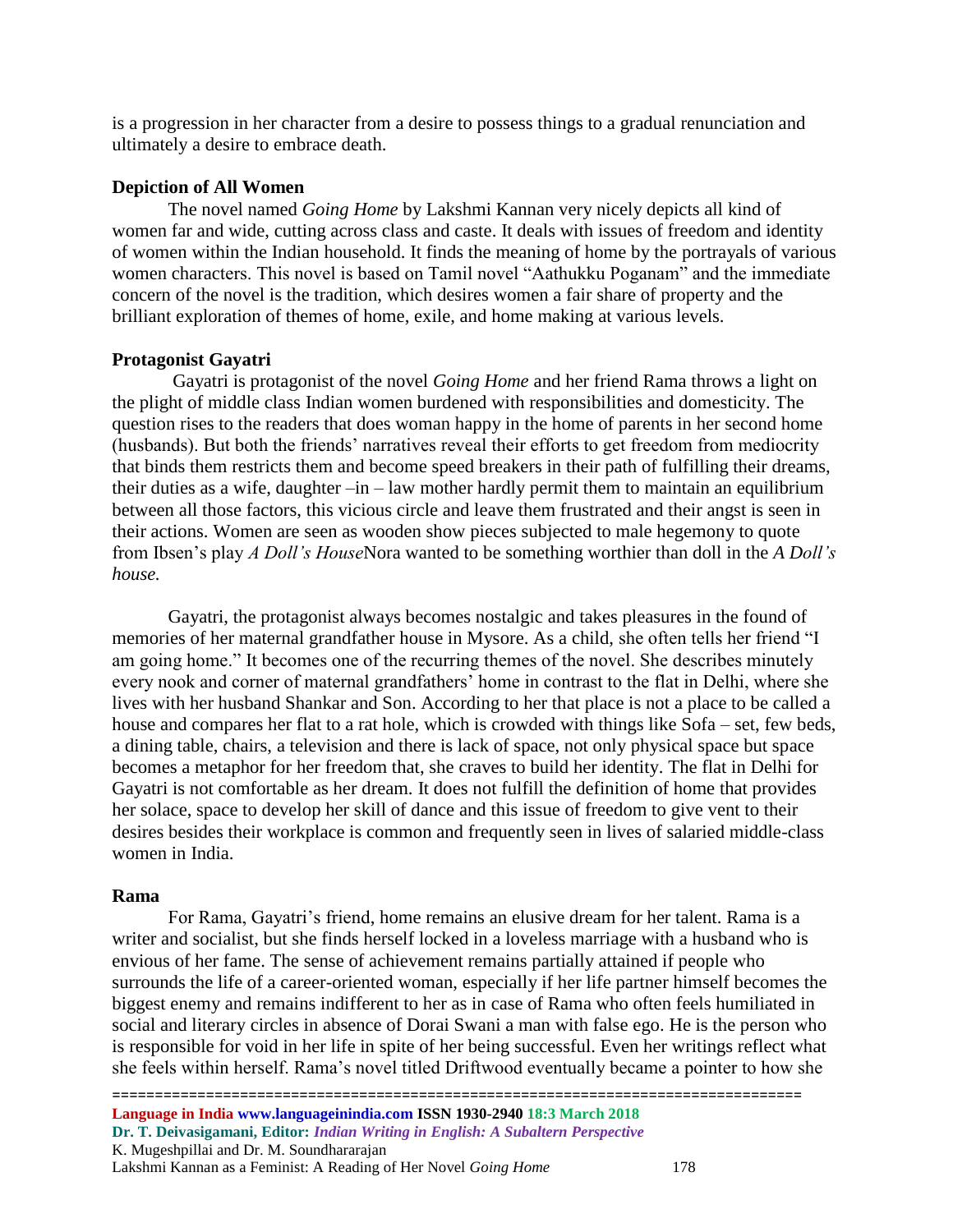is a progression in her character from a desire to possess things to a gradual renunciation and ultimately a desire to embrace death.

**Depiction of All Women**

The novel named *Going Home* by Lakshmi Kannan very nicely depicts all kind of women far and wide, cutting across class and caste. It deals with issues of freedom and identity of women within the Indian household. It finds the meaning of home by the portrayals of various women characters. This novel is based on Tamil novel "Aathukku Poganam" and the immediate concern of the novel is the tradition, which desires women a fair share of property and the brilliant exploration of themes of home, exile, and home making at various levels.

**Protagonist Gayatri**

Gayatri is protagonist of the novel *Going Home* and her friend Rama throws a light on the plight of middle class Indian women burdened with responsibilities and domesticity. The question rises to the readers that does woman happy in the home of parents in her second home (husbands). But both the friends' narratives reveal their efforts to get freedom from mediocrity that binds them restricts them and become speed breakers in their path of fulfilling their dreams, their duties as a wife, daughter –in – law mother hardly permit them to maintain an equilibrium between all those factors, this vicious circle and leave them frustrated and their angst is seen in their actions. Women are seen as wooden show pieces subjected to male hegemony to quote from Ibsen's play *A Doll's House*Nora wanted to be something worthier than doll in the *A Doll's house.*

Gayatri, the protagonist always becomes nostalgic and takes pleasures in the found of memories of her maternal grandfather house in Mysore. As a child, she often tells her friend "I am going home." It becomes one of the recurring themes of the novel. She describes minutely every nook and corner of maternal grandfathers' home in contrast to the flat in Delhi, where she lives with her husband Shankar and Son. According to her that place is not a place to be called a house and compares her flat to a rat hole, which is crowded with things like Sofa – set, few beds, a dining table, chairs, a television and there is lack of space, not only physical space but space becomes a metaphor for her freedom that, she craves to build her identity. The flat in Delhi for Gayatri is not comfortable as her dream. It does not fulfill the definition of home that provides her solace, space to develop her skill of dance and this issue of freedom to give vent to their desires besides their workplace is common and frequently seen in lives of salaried middle-class women in India.

**Rama**

For Rama, Gayatri's friend, home remains an elusive dream for her talent. Rama is a writer and socialist, but she finds herself locked in a loveless marriage with a husband who is envious of her fame. The sense of achievement remains partially attained if people who surrounds the life of a career-oriented woman, especially if her life partner himself becomes the biggest enemy and remains indifferent to her as in case of Rama who often feels humiliated in social and literary circles in absence of Dorai Swani a man with false ego. He is the person who is responsible for void in her life in spite of her being successful. Even her writings reflect what she feels within herself. Rama's novel titled Driftwood eventually became a pointer to how she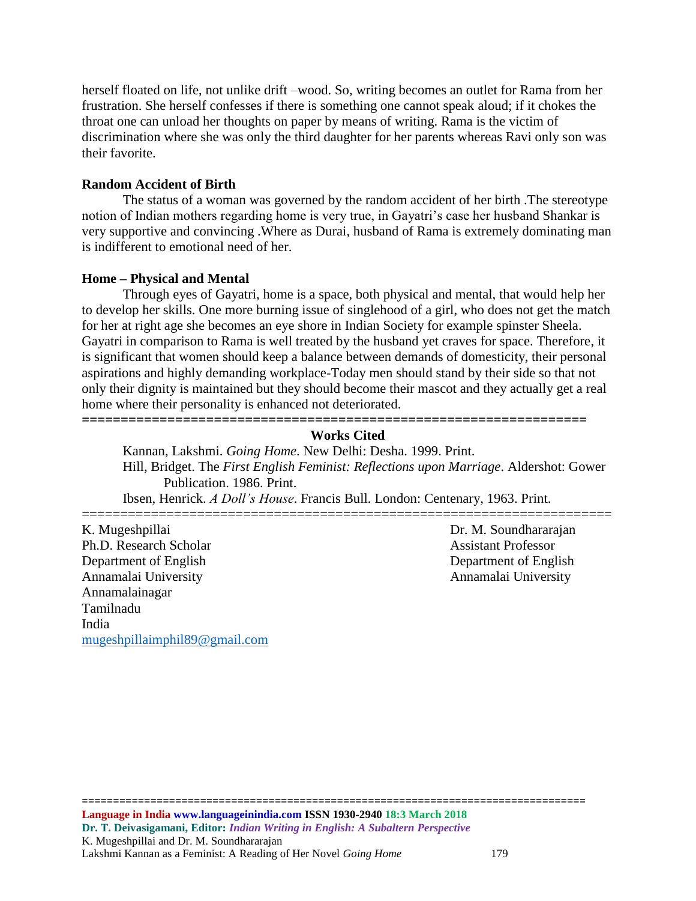herself floated on life, not unlike drift –wood. So, writing becomes an outlet for Rama from her frustration. She herself confesses if there is something one cannot speak aloud; if it chokes the throat one can unload her thoughts on paper by means of writing. Rama is the victim of discrimination where she was only the third daughter for her parents whereas Ravi only son was their favorite.

**Random Accident of Birth**

The status of a woman was governed by the random accident of her birth .The stereotype notion of Indian mothers regarding home is very true, in Gayatri's case her husband Shankar is very supportive and convincing .Where as Durai, husband of Rama is extremely dominating man is indifferent to emotional need of her.

**Home – Physical and Mental**

Through eyes of Gayatri, home is a space, both physical and mental, that would help her to develop her skills. One more burning issue of singlehood of a girl, who does not get the match for her at right age she becomes an eye shore in Indian Society for example spinster Sheela. Gayatri in comparison to Rama is well treated by the husband yet craves for space. Therefore, it is significant that women should keep a balance between demands of domesticity, their personal aspirations and highly demanding workplace-Today men should stand by their side so that not only their dignity is maintained but they should become their mascot and they actually get a real home where their personality is enhanced not deteriorated.

=================================================================

**Works Cited**

Kannan, Lakshmi. *Going Home*. New Delhi: Desha. 1999. Print.

Hill, Bridget. The *First English Feminist: Reflections upon Marriage*. Aldershot: Gower Publication. 1986. Print.

Ibsen, Henrick. *A Doll's House*. Francis Bull. London: Centenary, 1963. Print.

=================================================================

K. Mugeshpillai
Ph.D. Research Scholar
Department of English
Annamalai University
Annamalainagar
Tamilnadu
India
mugeshpillaimphil89@gmail.com

Dr. M. Soundhararajan
Assistant Professor
Department of English
Annamalai University